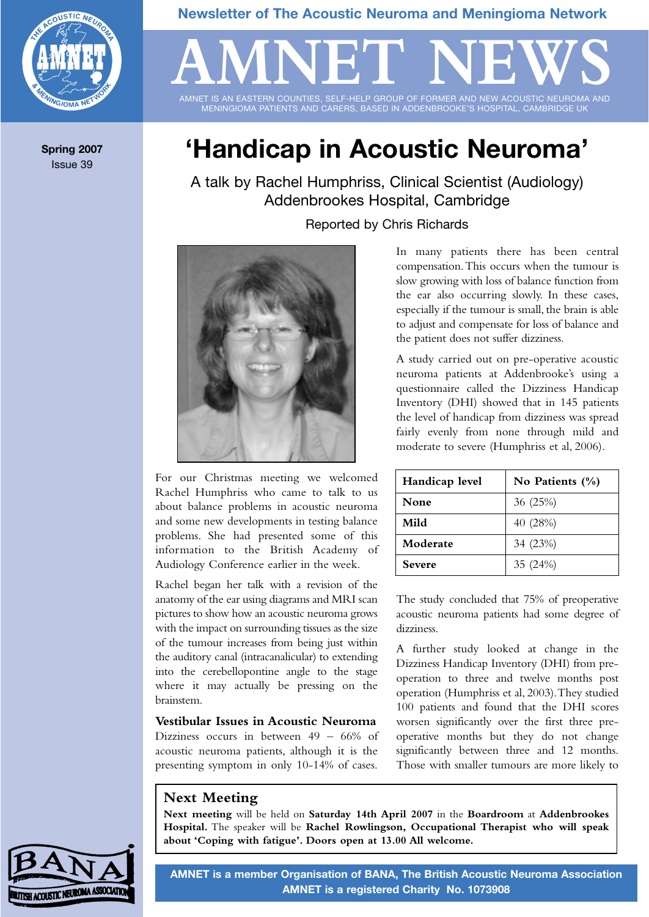Newsletter of The Acoustic Neuroma and Meningioma Network

# AMNET NEWS

AMNET IS AN EASTERN COUNTIES, SELF-HELP GROUP OF FORMER AND NEW ACOUSTIC NEUROMA AND MENINGIOMA PATIENTS AND CARERS, BASED IN ADDENBROOKE'S HOSPITAL, CAMBRIDGE UK

**Spring 2007**
Issue 39

# 'Handicap in Acoustic Neuroma'

A talk by Rachel Humphriss, Clinical Scientist (Audiology)
Addenbrookes Hospital, Cambridge

Reported by Chris Richards

For our Christmas meeting we welcomed Rachel Humphriss who came to talk to us about balance problems in acoustic neuroma and some new developments in testing balance problems. She had presented some of this information to the British Academy of Audiology Conference earlier in the week.

Rachel began her talk with a revision of the anatomy of the ear using diagrams and MRI scan pictures to show how an acoustic neuroma grows with the impact on surrounding tissues as the size of the tumour increases from being just within the auditory canal (intracanalicular) to extending into the cerebellopontine angle to the stage where it may actually be pressing on the brainstem.

## Vestibular Issues in Acoustic Neuroma

Dizziness occurs in between 49 – 66% of acoustic neuroma patients, although it is the presenting symptom in only 10-14% of cases.

In many patients there has been central compensation. This occurs when the tumour is slow growing with loss of balance function from the ear also occurring slowly. In these cases, especially if the tumour is small, the brain is able to adjust and compensate for loss of balance and the patient does not suffer dizziness.

A study carried out on pre-operative acoustic neuroma patients at Addenbrooke's using a questionnaire called the Dizziness Handicap Inventory (DHI) showed that in 145 patients the level of handicap from dizziness was spread fairly evenly from none through mild and moderate to severe (Humphriss et al, 2006).

| Handicap level | No Patients (%) |
|---|---|
| **None** | 36 (25%) |
| **Mild** | 40 (28%) |
| **Moderate** | 34 (23%) |
| **Severe** | 35 (24%) |

The study concluded that 75% of preoperative acoustic neuroma patients had some degree of dizziness.

A further study looked at change in the Dizziness Handicap Inventory (DHI) from pre-operation to three and twelve months post operation (Humphriss et al, 2003). They studied 100 patients and found that the DHI scores worsen significantly over the first three pre-operative months but they do not change significantly between three and 12 months. Those with smaller tumours are more likely to

## Next Meeting

**Next meeting** will be held on **Saturday 14th April 2007** in the **Boardroom** at **Addenbrookes Hospital.** The speaker will be **Rachel Rowlingson, Occupational Therapist who will speak about 'Coping with fatigue'. Doors open at 13.00 All welcome.**

**AMNET is a member Organisation of BANA, The British Acoustic Neuroma Association**
**AMNET is a registered Charity No. 1073908**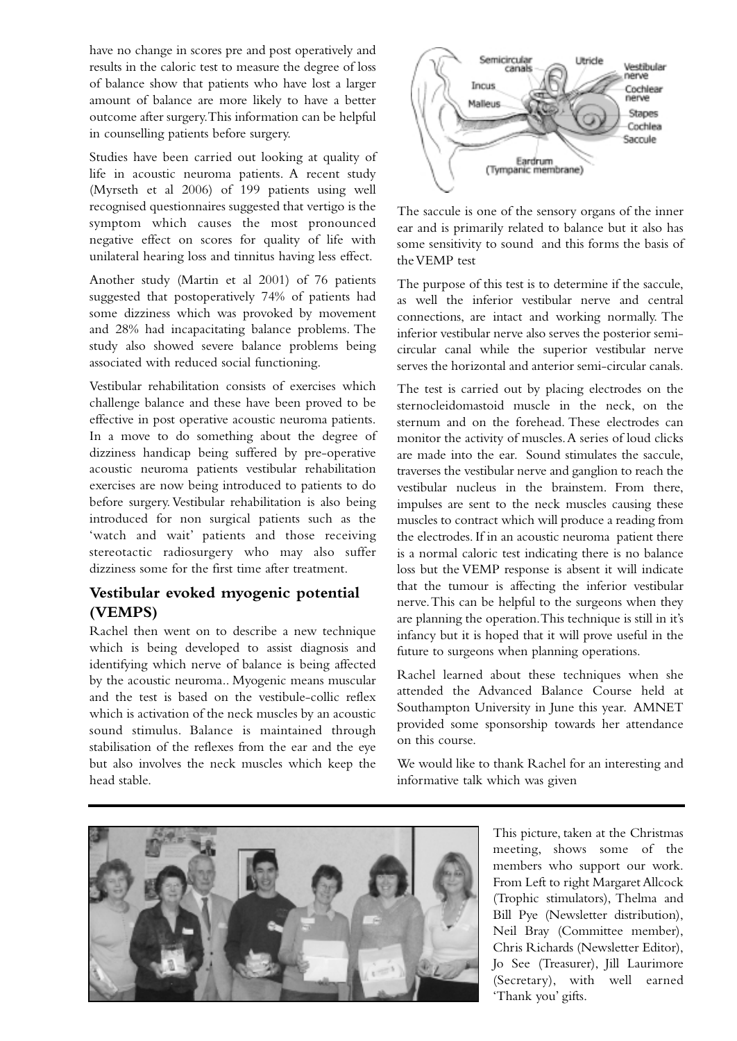have no change in scores pre and post operatively and results in the caloric test to measure the degree of loss of balance show that patients who have lost a larger amount of balance are more likely to have a better outcome after surgery. This information can be helpful in counselling patients before surgery.

Studies have been carried out looking at quality of life in acoustic neuroma patients. A recent study (Myrseth et al 2006) of 199 patients using well recognised questionnaires suggested that vertigo is the symptom which causes the most pronounced negative effect on scores for quality of life with unilateral hearing loss and tinnitus having less effect.

Another study (Martin et al 2001) of 76 patients suggested that postoperatively 74% of patients had some dizziness which was provoked by movement and 28% had incapacitating balance problems. The study also showed severe balance problems being associated with reduced social functioning.

Vestibular rehabilitation consists of exercises which challenge balance and these have been proved to be effective in post operative acoustic neuroma patients. In a move to do something about the degree of dizziness handicap being suffered by pre-operative acoustic neuroma patients vestibular rehabilitation exercises are now being introduced to patients to do before surgery. Vestibular rehabilitation is also being introduced for non surgical patients such as the 'watch and wait' patients and those receiving stereotactic radiosurgery who may also suffer dizziness some for the first time after treatment.

## Vestibular evoked myogenic potential (VEMPS)

Rachel then went on to describe a new technique which is being developed to assist diagnosis and identifying which nerve of balance is being affected by the acoustic neuroma.. Myogenic means muscular and the test is based on the vestibule-collic reflex which is activation of the neck muscles by an acoustic sound stimulus. Balance is maintained through stabilisation of the reflexes from the ear and the eye but also involves the neck muscles which keep the head stable.

Semicircular canals, Utricle, Vestibular nerve, Incus, Cochlear nerve, Malleus, Stapes, Cochlea, Saccule, Eardrum (Tympanic membrane)

The saccule is one of the sensory organs of the inner ear and is primarily related to balance but it also has some sensitivity to sound and this forms the basis of the VEMP test

The purpose of this test is to determine if the saccule, as well the inferior vestibular nerve and central connections, are intact and working normally. The inferior vestibular nerve also serves the posterior semi-circular canal while the superior vestibular nerve serves the horizontal and anterior semi-circular canals.

The test is carried out by placing electrodes on the sternocleidomastoid muscle in the neck, on the sternum and on the forehead. These electrodes can monitor the activity of muscles. A series of loud clicks are made into the ear. Sound stimulates the saccule, traverses the vestibular nerve and ganglion to reach the vestibular nucleus in the brainstem. From there, impulses are sent to the neck muscles causing these muscles to contract which will produce a reading from the electrodes. If in an acoustic neuroma patient there is a normal caloric test indicating there is no balance loss but the VEMP response is absent it will indicate that the tumour is affecting the inferior vestibular nerve. This can be helpful to the surgeons when they are planning the operation. This technique is still in it's infancy but it is hoped that it will prove useful in the future to surgeons when planning operations.

Rachel learned about these techniques when she attended the Advanced Balance Course held at Southampton University in June this year. AMNET provided some sponsorship towards her attendance on this course.

We would like to thank Rachel for an interesting and informative talk which was given

This picture, taken at the Christmas meeting, shows some of the members who support our work. From Left to right Margaret Allcock (Trophic stimulators), Thelma and Bill Pye (Newsletter distribution), Neil Bray (Committee member), Chris Richards (Newsletter Editor), Jo See (Treasurer), Jill Laurimore (Secretary), with well earned 'Thank you' gifts.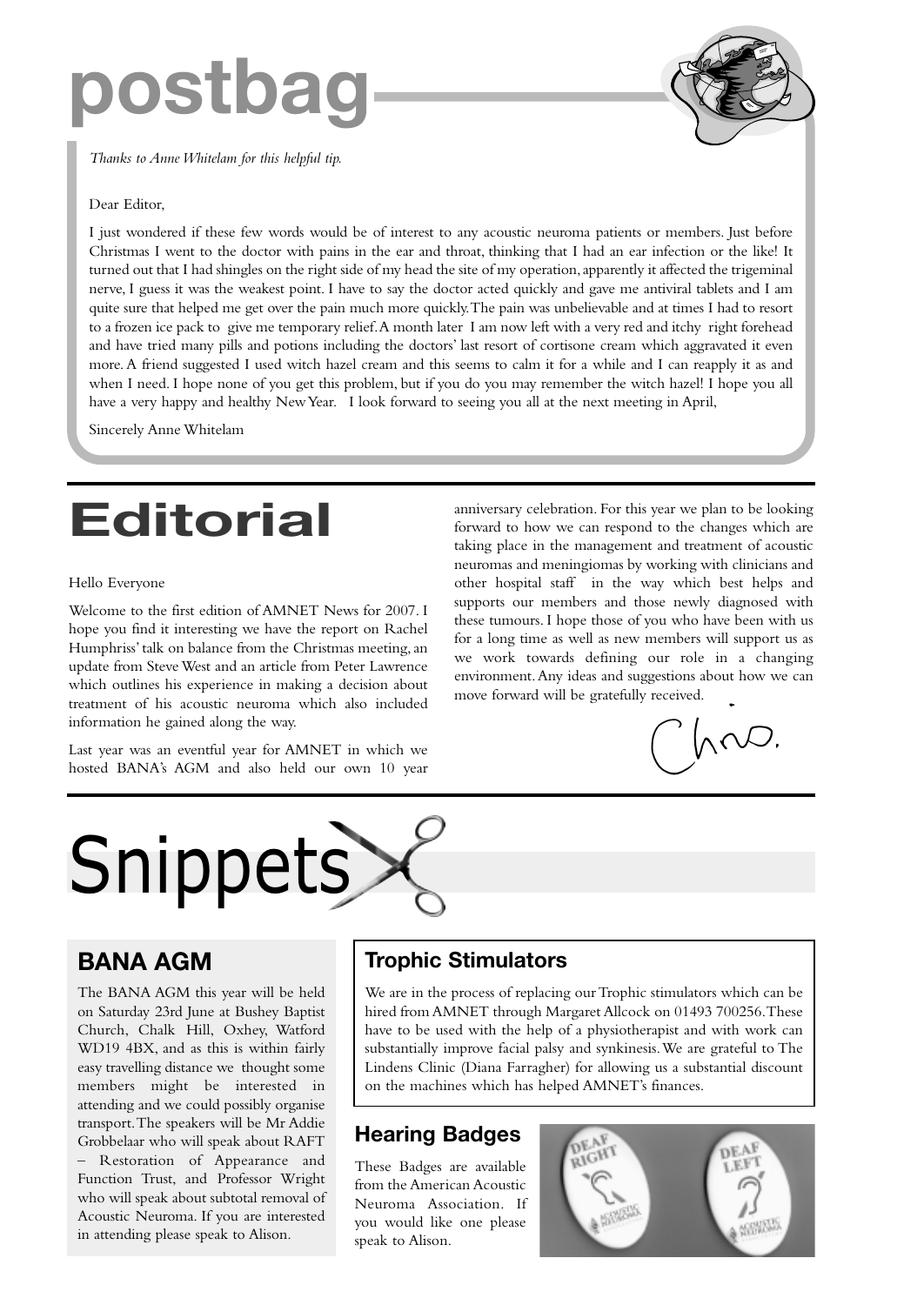# postbag

*Thanks to Anne Whitelam for this helpful tip.*

Dear Editor,

I just wondered if these few words would be of interest to any acoustic neuroma patients or members. Just before Christmas I went to the doctor with pains in the ear and throat, thinking that I had an ear infection or the like! It turned out that I had shingles on the right side of my head the site of my operation, apparently it affected the trigeminal nerve, I guess it was the weakest point. I have to say the doctor acted quickly and gave me antiviral tablets and I am quite sure that helped me get over the pain much more quickly. The pain was unbelievable and at times I had to resort to a frozen ice pack to give me temporary relief. A month later I am now left with a very red and itchy right forehead and have tried many pills and potions including the doctors' last resort of cortisone cream which aggravated it even more. A friend suggested I used witch hazel cream and this seems to calm it for a while and I can reapply it as and when I need. I hope none of you get this problem, but if you do you may remember the witch hazel! I hope you all have a very happy and healthy New Year. I look forward to seeing you all at the next meeting in April,

Sincerely Anne Whitelam

# Editorial

Hello Everyone

Welcome to the first edition of AMNET News for 2007. I hope you find it interesting we have the report on Rachel Humphriss' talk on balance from the Christmas meeting, an update from Steve West and an article from Peter Lawrence which outlines his experience in making a decision about treatment of his acoustic neuroma which also included information he gained along the way.

Last year was an eventful year for AMNET in which we hosted BANA's AGM and also held our own 10 year anniversary celebration. For this year we plan to be looking forward to how we can respond to the changes which are taking place in the management and treatment of acoustic neuromas and meningiomas by working with clinicians and other hospital staff in the way which best helps and supports our members and those newly diagnosed with these tumours. I hope those of you who have been with us for a long time as well as new members will support us as we work towards defining our role in a changing environment. Any ideas and suggestions about how we can move forward will be gratefully received.

Chris.

# Snippets

## BANA AGM

The BANA AGM this year will be held on Saturday 23rd June at Bushey Baptist Church, Chalk Hill, Oxhey, Watford WD19 4BX, and as this is within fairly easy travelling distance we thought some members might be interested in attending and we could possibly organise transport. The speakers will be Mr Addie Grobbelaar who will speak about RAFT – Restoration of Appearance and Function Trust, and Professor Wright who will speak about subtotal removal of Acoustic Neuroma. If you are interested in attending please speak to Alison.

## Trophic Stimulators

We are in the process of replacing our Trophic stimulators which can be hired from AMNET through Margaret Allcock on 01493 700256. These have to be used with the help of a physiotherapist and with work can substantially improve facial palsy and synkinesis. We are grateful to The Lindens Clinic (Diana Farragher) for allowing us a substantial discount on the machines which has helped AMNET's finances.

## Hearing Badges

These Badges are available from the American Acoustic Neuroma Association. If you would like one please speak to Alison.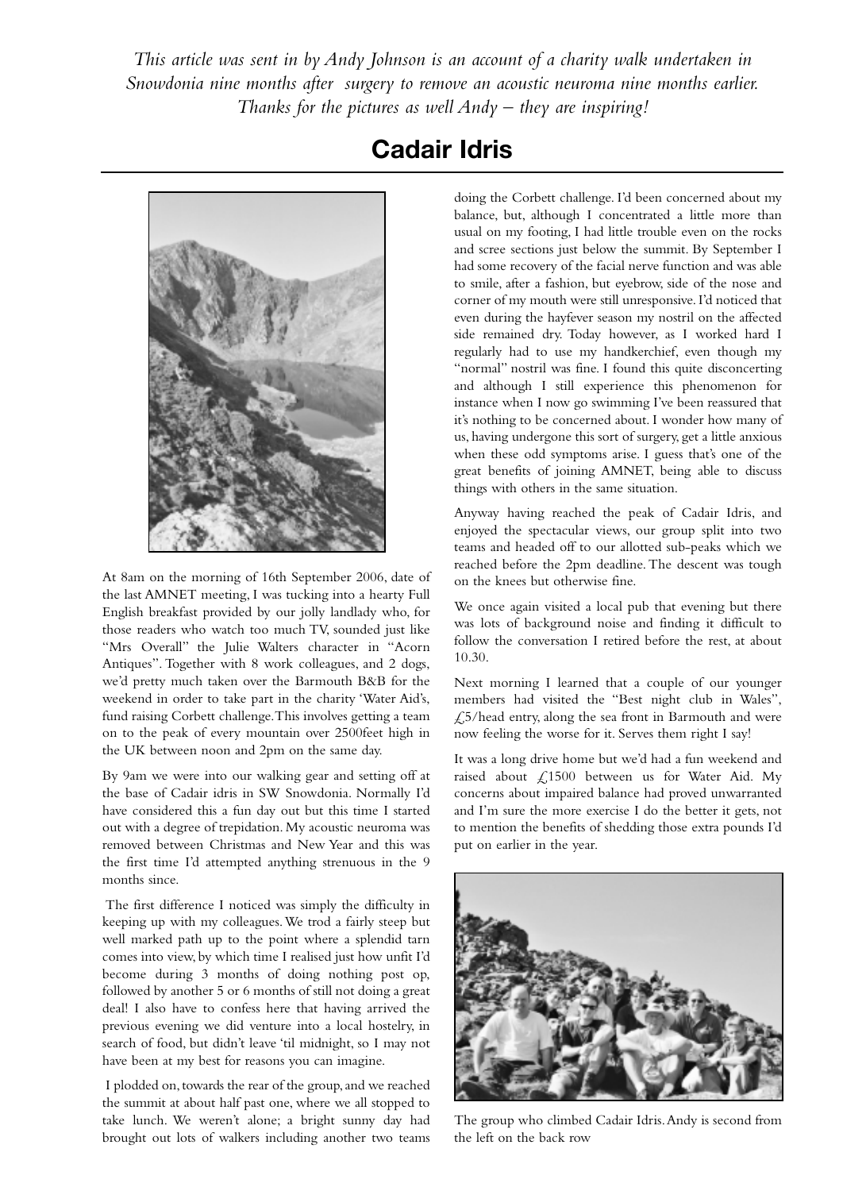*This article was sent in by Andy Johnson is an account of a charity walk undertaken in Snowdonia nine months after surgery to remove an acoustic neuroma nine months earlier. Thanks for the pictures as well Andy – they are inspiring!*

# Cadair Idris

At 8am on the morning of 16th September 2006, date of the last AMNET meeting, I was tucking into a hearty Full English breakfast provided by our jolly landlady who, for those readers who watch too much TV, sounded just like "Mrs Overall" the Julie Walters character in "Acorn Antiques". Together with 8 work colleagues, and 2 dogs, we'd pretty much taken over the Barmouth B&B for the weekend in order to take part in the charity 'Water Aid's, fund raising Corbett challenge. This involves getting a team on to the peak of every mountain over 2500feet high in the UK between noon and 2pm on the same day.

By 9am we were into our walking gear and setting off at the base of Cadair idris in SW Snowdonia. Normally I'd have considered this a fun day out but this time I started out with a degree of trepidation. My acoustic neuroma was removed between Christmas and New Year and this was the first time I'd attempted anything strenuous in the 9 months since.

The first difference I noticed was simply the difficulty in keeping up with my colleagues. We trod a fairly steep but well marked path up to the point where a splendid tarn comes into view, by which time I realised just how unfit I'd become during 3 months of doing nothing post op, followed by another 5 or 6 months of still not doing a great deal! I also have to confess here that having arrived the previous evening we did venture into a local hostelry, in search of food, but didn't leave 'til midnight, so I may not have been at my best for reasons you can imagine.

I plodded on, towards the rear of the group, and we reached the summit at about half past one, where we all stopped to take lunch. We weren't alone; a bright sunny day had brought out lots of walkers including another two teams doing the Corbett challenge. I'd been concerned about my balance, but, although I concentrated a little more than usual on my footing, I had little trouble even on the rocks and scree sections just below the summit. By September I had some recovery of the facial nerve function and was able to smile, after a fashion, but eyebrow, side of the nose and corner of my mouth were still unresponsive. I'd noticed that even during the hayfever season my nostril on the affected side remained dry. Today however, as I worked hard I regularly had to use my handkerchief, even though my "normal" nostril was fine. I found this quite disconcerting and although I still experience this phenomenon for instance when I now go swimming I've been reassured that it's nothing to be concerned about. I wonder how many of us, having undergone this sort of surgery, get a little anxious when these odd symptoms arise. I guess that's one of the great benefits of joining AMNET, being able to discuss things with others in the same situation.

Anyway having reached the peak of Cadair Idris, and enjoyed the spectacular views, our group split into two teams and headed off to our allotted sub-peaks which we reached before the 2pm deadline. The descent was tough on the knees but otherwise fine.

We once again visited a local pub that evening but there was lots of background noise and finding it difficult to follow the conversation I retired before the rest, at about 10.30.

Next morning I learned that a couple of our younger members had visited the "Best night club in Wales", £5/head entry, along the sea front in Barmouth and were now feeling the worse for it. Serves them right I say!

It was a long drive home but we'd had a fun weekend and raised about £1500 between us for Water Aid. My concerns about impaired balance had proved unwarranted and I'm sure the more exercise I do the better it gets, not to mention the benefits of shedding those extra pounds I'd put on earlier in the year.

The group who climbed Cadair Idris. Andy is second from the left on the back row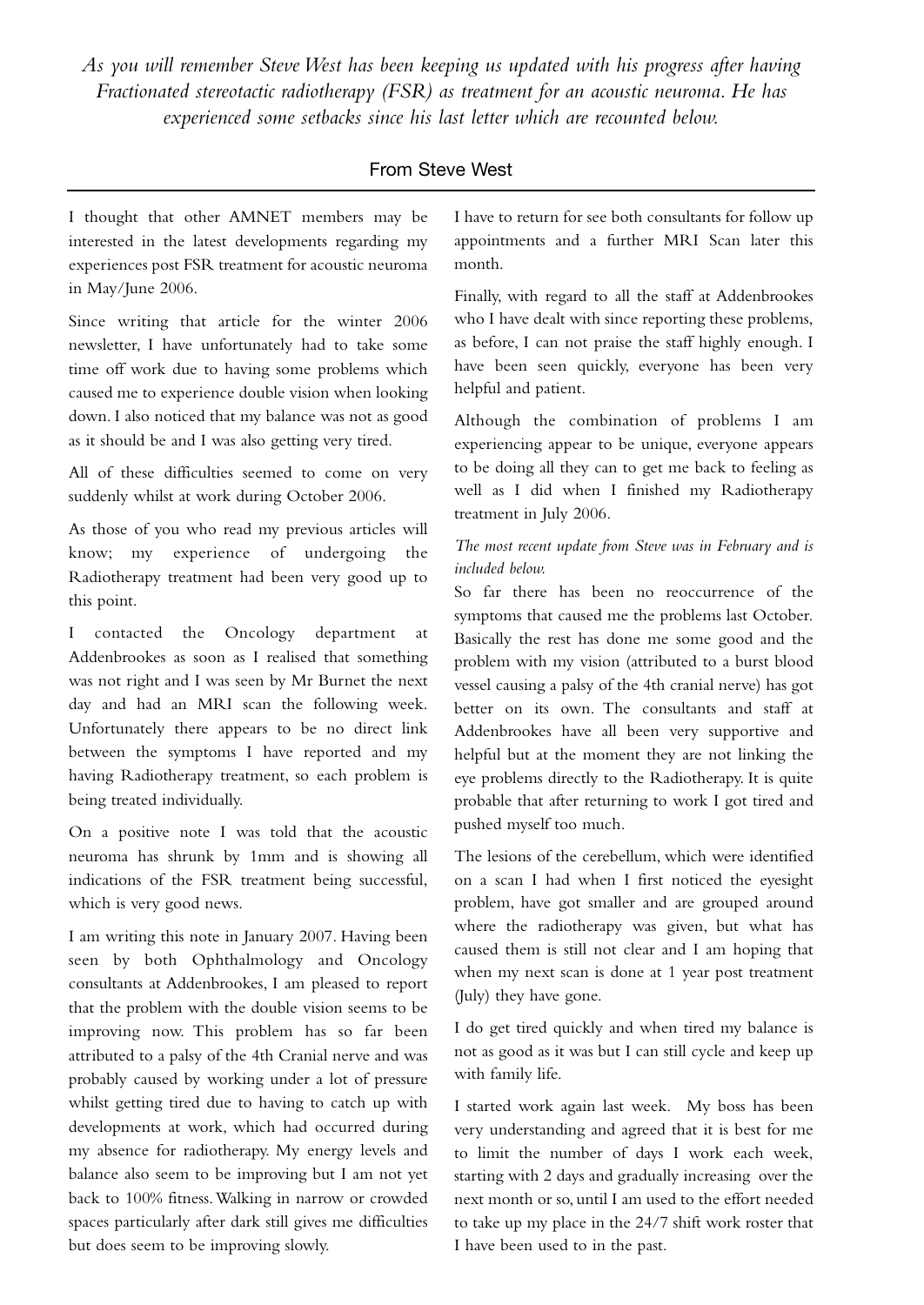*As you will remember Steve West has been keeping us updated with his progress after having Fractionated stereotactic radiotherapy (FSR) as treatment for an acoustic neuroma. He has experienced some setbacks since his last letter which are recounted below.*

## From Steve West

I thought that other AMNET members may be interested in the latest developments regarding my experiences post FSR treatment for acoustic neuroma in May/June 2006.

Since writing that article for the winter 2006 newsletter, I have unfortunately had to take some time off work due to having some problems which caused me to experience double vision when looking down. I also noticed that my balance was not as good as it should be and I was also getting very tired.

All of these difficulties seemed to come on very suddenly whilst at work during October 2006.

As those of you who read my previous articles will know; my experience of undergoing the Radiotherapy treatment had been very good up to this point.

I contacted the Oncology department at Addenbrookes as soon as I realised that something was not right and I was seen by Mr Burnet the next day and had an MRI scan the following week. Unfortunately there appears to be no direct link between the symptoms I have reported and my having Radiotherapy treatment, so each problem is being treated individually.

On a positive note I was told that the acoustic neuroma has shrunk by 1mm and is showing all indications of the FSR treatment being successful, which is very good news.

I am writing this note in January 2007. Having been seen by both Ophthalmology and Oncology consultants at Addenbrookes, I am pleased to report that the problem with the double vision seems to be improving now. This problem has so far been attributed to a palsy of the 4th Cranial nerve and was probably caused by working under a lot of pressure whilst getting tired due to having to catch up with developments at work, which had occurred during my absence for radiotherapy. My energy levels and balance also seem to be improving but I am not yet back to 100% fitness. Walking in narrow or crowded spaces particularly after dark still gives me difficulties but does seem to be improving slowly.

I have to return for see both consultants for follow up appointments and a further MRI Scan later this month.

Finally, with regard to all the staff at Addenbrookes who I have dealt with since reporting these problems, as before, I can not praise the staff highly enough. I have been seen quickly, everyone has been very helpful and patient.

Although the combination of problems I am experiencing appear to be unique, everyone appears to be doing all they can to get me back to feeling as well as I did when I finished my Radiotherapy treatment in July 2006.

*The most recent update from Steve was in February and is included below.*

So far there has been no reoccurrence of the symptoms that caused me the problems last October. Basically the rest has done me some good and the problem with my vision (attributed to a burst blood vessel causing a palsy of the 4th cranial nerve) has got better on its own. The consultants and staff at Addenbrookes have all been very supportive and helpful but at the moment they are not linking the eye problems directly to the Radiotherapy. It is quite probable that after returning to work I got tired and pushed myself too much.

The lesions of the cerebellum, which were identified on a scan I had when I first noticed the eyesight problem, have got smaller and are grouped around where the radiotherapy was given, but what has caused them is still not clear and I am hoping that when my next scan is done at 1 year post treatment (July) they have gone.

I do get tired quickly and when tired my balance is not as good as it was but I can still cycle and keep up with family life.

I started work again last week. My boss has been very understanding and agreed that it is best for me to limit the number of days I work each week, starting with 2 days and gradually increasing over the next month or so, until I am used to the effort needed to take up my place in the 24/7 shift work roster that I have been used to in the past.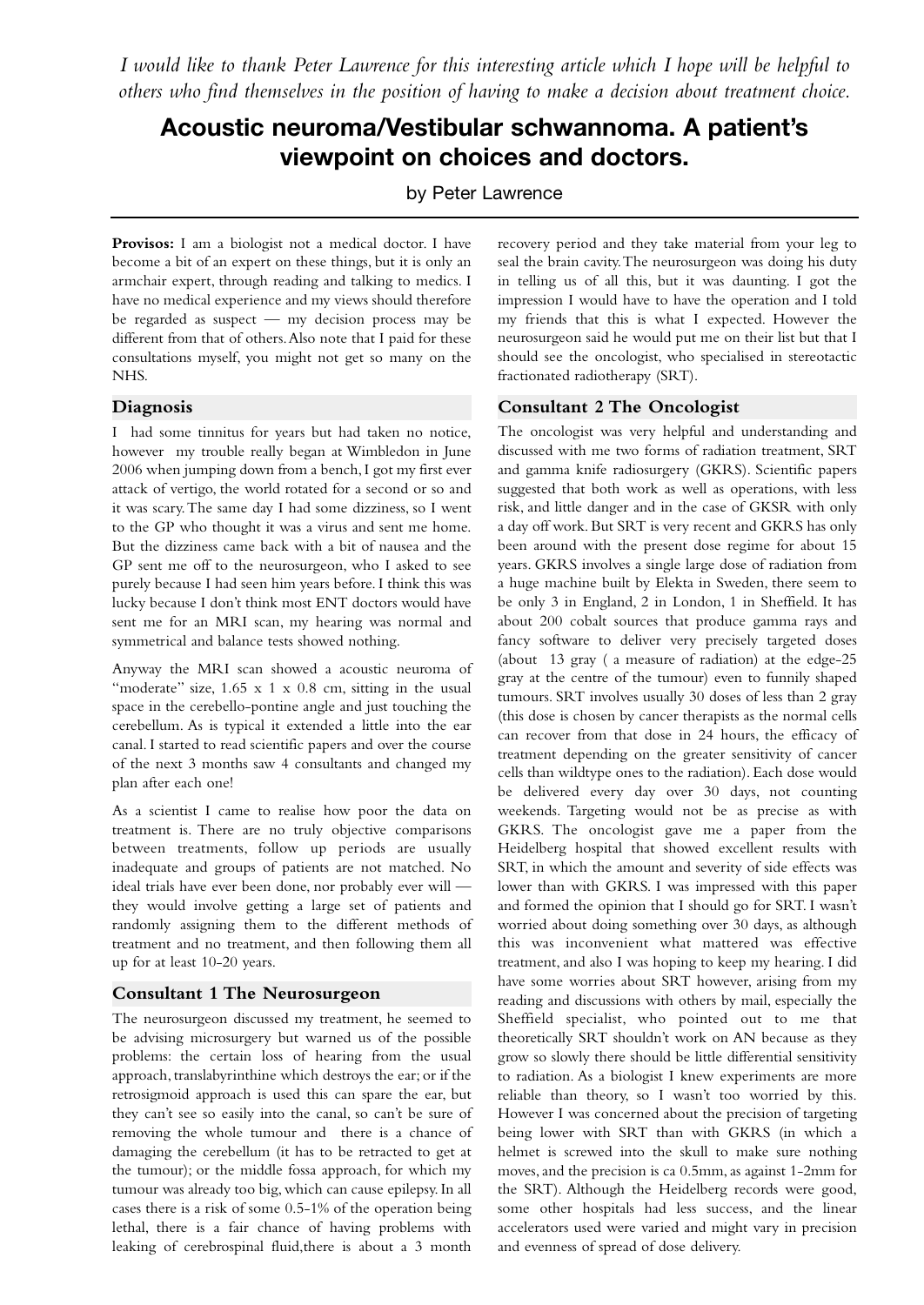*I would like to thank Peter Lawrence for this interesting article which I hope will be helpful to others who find themselves in the position of having to make a decision about treatment choice.*

# Acoustic neuroma/Vestibular schwannoma. A patient's viewpoint on choices and doctors.

by Peter Lawrence

**Provisos:** I am a biologist not a medical doctor. I have become a bit of an expert on these things, but it is only an armchair expert, through reading and talking to medics. I have no medical experience and my views should therefore be regarded as suspect — my decision process may be different from that of others. Also note that I paid for these consultations myself, you might not get so many on the NHS.

## Diagnosis

I had some tinnitus for years but had taken no notice, however my trouble really began at Wimbledon in June 2006 when jumping down from a bench, I got my first ever attack of vertigo, the world rotated for a second or so and it was scary. The same day I had some dizziness, so I went to the GP who thought it was a virus and sent me home. But the dizziness came back with a bit of nausea and the GP sent me off to the neurosurgeon, who I asked to see purely because I had seen him years before. I think this was lucky because I don't think most ENT doctors would have sent me for an MRI scan, my hearing was normal and symmetrical and balance tests showed nothing.

Anyway the MRI scan showed a acoustic neuroma of "moderate" size, 1.65 x 1 x 0.8 cm, sitting in the usual space in the cerebello-pontine angle and just touching the cerebellum. As is typical it extended a little into the ear canal. I started to read scientific papers and over the course of the next 3 months saw 4 consultants and changed my plan after each one!

As a scientist I came to realise how poor the data on treatment is. There are no truly objective comparisons between treatments, follow up periods are usually inadequate and groups of patients are not matched. No ideal trials have ever been done, nor probably ever will — they would involve getting a large set of patients and randomly assigning them to the different methods of treatment and no treatment, and then following them all up for at least 10-20 years.

## Consultant 1 The Neurosurgeon

The neurosurgeon discussed my treatment, he seemed to be advising microsurgery but warned us of the possible problems: the certain loss of hearing from the usual approach, translabyrinthine which destroys the ear; or if the retrosigmoid approach is used this can spare the ear, but they can't see so easily into the canal, so can't be sure of removing the whole tumour and there is a chance of damaging the cerebellum (it has to be retracted to get at the tumour); or the middle fossa approach, for which my tumour was already too big, which can cause epilepsy. In all cases there is a risk of some 0.5-1% of the operation being lethal, there is a fair chance of having problems with leaking of cerebrospinal fluid, there is about a 3 month recovery period and they take material from your leg to seal the brain cavity. The neurosurgeon was doing his duty in telling us of all this, but it was daunting. I got the impression I would have to have the operation and I told my friends that this is what I expected. However the neurosurgeon said he would put me on their list but that I should see the oncologist, who specialised in stereotactic fractionated radiotherapy (SRT).

## Consultant 2 The Oncologist

The oncologist was very helpful and understanding and discussed with me two forms of radiation treatment, SRT and gamma knife radiosurgery (GKRS). Scientific papers suggested that both work as well as operations, with less risk, and little danger and in the case of GKSR with only a day off work. But SRT is very recent and GKRS has only been around with the present dose regime for about 15 years. GKRS involves a single large dose of radiation from a huge machine built by Elekta in Sweden, there seem to be only 3 in England, 2 in London, 1 in Sheffield. It has about 200 cobalt sources that produce gamma rays and fancy software to deliver very precisely targeted doses (about 13 gray ( a measure of radiation) at the edge-25 gray at the centre of the tumour) even to funnily shaped tumours. SRT involves usually 30 doses of less than 2 gray (this dose is chosen by cancer therapists as the normal cells can recover from that dose in 24 hours, the efficacy of treatment depending on the greater sensitivity of cancer cells than wildtype ones to the radiation). Each dose would be delivered every day over 30 days, not counting weekends. Targeting would not be as precise as with GKRS. The oncologist gave me a paper from the Heidelberg hospital that showed excellent results with SRT, in which the amount and severity of side effects was lower than with GKRS. I was impressed with this paper and formed the opinion that I should go for SRT. I wasn't worried about doing something over 30 days, as although this was inconvenient what mattered was effective treatment, and also I was hoping to keep my hearing. I did have some worries about SRT however, arising from my reading and discussions with others by mail, especially the Sheffield specialist, who pointed out to me that theoretically SRT shouldn't work on AN because as they grow so slowly there should be little differential sensitivity to radiation. As a biologist I knew experiments are more reliable than theory, so I wasn't too worried by this. However I was concerned about the precision of targeting being lower with SRT than with GKRS (in which a helmet is screwed into the skull to make sure nothing moves, and the precision is ca 0.5mm, as against 1-2mm for the SRT). Although the Heidelberg records were good, some other hospitals had less success, and the linear accelerators used were varied and might vary in precision and evenness of spread of dose delivery.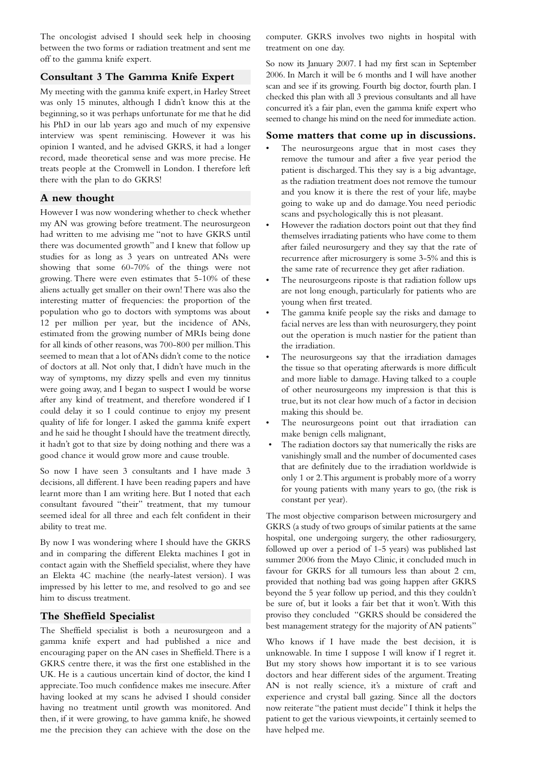The oncologist advised I should seek help in choosing between the two forms or radiation treatment and sent me off to the gamma knife expert.

## Consultant 3 The Gamma Knife Expert

My meeting with the gamma knife expert, in Harley Street was only 15 minutes, although I didn't know this at the beginning, so it was perhaps unfortunate for me that he did his PhD in our lab years ago and much of my expensive interview was spent reminiscing. However it was his opinion I wanted, and he advised GKRS, it had a longer record, made theoretical sense and was more precise. He treats people at the Cromwell in London. I therefore left there with the plan to do GKRS!

## A new thought

However I was now wondering whether to check whether my AN was growing before treatment. The neurosurgeon had written to me advising me "not to have GKRS until there was documented growth" and I knew that follow up studies for as long as 3 years on untreated ANs were showing that some 60-70% of the things were not growing. There were even estimates that 5-10% of these aliens actually get smaller on their own! There was also the interesting matter of frequencies: the proportion of the population who go to doctors with symptoms was about 12 per million per year, but the incidence of ANs, estimated from the growing number of MRIs being done for all kinds of other reasons, was 700-800 per million. This seemed to mean that a lot of ANs didn't come to the notice of doctors at all. Not only that, I didn't have much in the way of symptoms, my dizzy spells and even my tinnitus were going away, and I began to suspect I would be worse after any kind of treatment, and therefore wondered if I could delay it so I could continue to enjoy my present quality of life for longer. I asked the gamma knife expert and he said he thought I should have the treatment directly, it hadn't got to that size by doing nothing and there was a good chance it would grow more and cause trouble.

So now I have seen 3 consultants and I have made 3 decisions, all different. I have been reading papers and have learnt more than I am writing here. But I noted that each consultant favoured "their" treatment, that my tumour seemed ideal for all three and each felt confident in their ability to treat me.

By now I was wondering where I should have the GKRS and in comparing the different Elekta machines I got in contact again with the Sheffield specialist, where they have an Elekta 4C machine (the nearly-latest version). I was impressed by his letter to me, and resolved to go and see him to discuss treatment.

## The Sheffield Specialist

The Sheffield specialist is both a neurosurgeon and a gamma knife expert and had published a nice and encouraging paper on the AN cases in Sheffield. There is a GKRS centre there, it was the first one established in the UK. He is a cautious uncertain kind of doctor, the kind I appreciate. Too much confidence makes me insecure. After having looked at my scans he advised I should consider having no treatment until growth was monitored. And then, if it were growing, to have gamma knife, he showed me the precision they can achieve with the dose on the computer. GKRS involves two nights in hospital with treatment on one day.

So now its January 2007. I had my first scan in September 2006. In March it will be 6 months and I will have another scan and see if its growing. Fourth big doctor, fourth plan. I checked this plan with all 3 previous consultants and all have concurred it's a fair plan, even the gamma knife expert who seemed to change his mind on the need for immediate action.

## Some matters that come up in discussions.

- The neurosurgeons argue that in most cases they remove the tumour and after a five year period the patient is discharged. This they say is a big advantage, as the radiation treatment does not remove the tumour and you know it is there the rest of your life, maybe going to wake up and do damage. You need periodic scans and psychologically this is not pleasant.
- However the radiation doctors point out that they find themselves irradiating patients who have come to them after failed neurosurgery and they say that the rate of recurrence after microsurgery is some 3-5% and this is the same rate of recurrence they get after radiation.
- The neurosurgeons riposte is that radiation follow ups are not long enough, particularly for patients who are young when first treated.
- The gamma knife people say the risks and damage to facial nerves are less than with neurosurgery, they point out the operation is much nastier for the patient than the irradiation.
- The neurosurgeons say that the irradiation damages the tissue so that operating afterwards is more difficult and more liable to damage. Having talked to a couple of other neurosurgeons my impression is that this is true, but its not clear how much of a factor in decision making this should be.
- The neurosurgeons point out that irradiation can make benign cells malignant,
- The radiation doctors say that numerically the risks are vanishingly small and the number of documented cases that are definitely due to the irradiation worldwide is only 1 or 2. This argument is probably more of a worry for young patients with many years to go, (the risk is constant per year).

The most objective comparison between microsurgery and GKRS (a study of two groups of similar patients at the same hospital, one undergoing surgery, the other radiosurgery, followed up over a period of 1-5 years) was published last summer 2006 from the Mayo Clinic, it concluded much in favour for GKRS for all tumours less than about 2 cm, provided that nothing bad was going happen after GKRS beyond the 5 year follow up period, and this they couldn't be sure of, but it looks a fair bet that it won't. With this proviso they concluded "GKRS should be considered the best management strategy for the majority of AN patients"

Who knows if I have made the best decision, it is unknowable. In time I suppose I will know if I regret it. But my story shows how important it is to see various doctors and hear different sides of the argument. Treating AN is not really science, it's a mixture of craft and experience and crystal ball gazing. Since all the doctors now reiterate "the patient must decide" I think it helps the patient to get the various viewpoints, it certainly seemed to have helped me.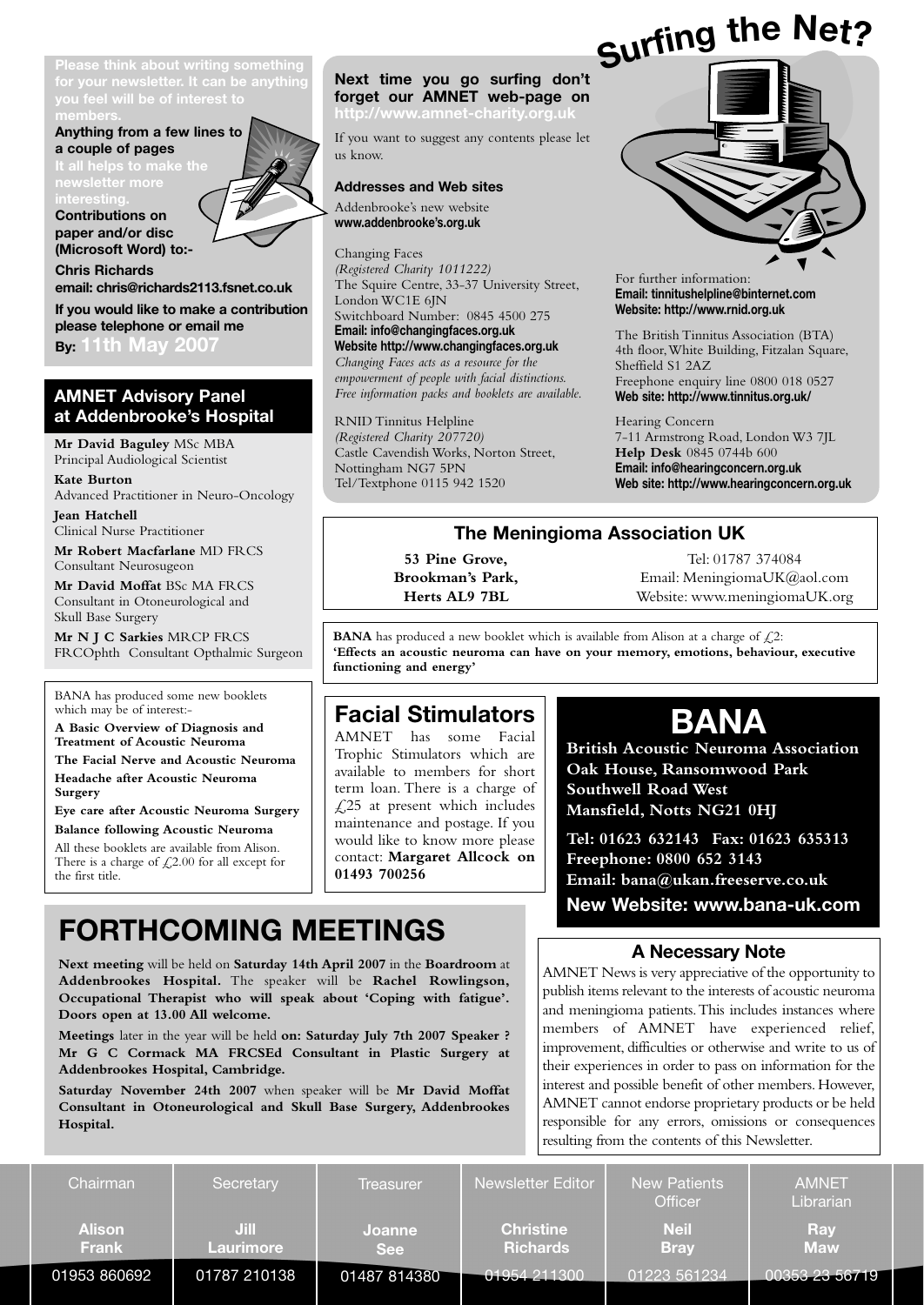Please think about writing something for your newsletter. It can be anything you feel will be of interest to members.

**Anything from a few lines to a couple of pages**

It all helps to make the newsletter more interesting.

**Contributions on paper and/or disc (Microsoft Word) to:-**

**Chris Richards**
**email: chris@richards2113.fsnet.co.uk**

**If you would like to make a contribution please telephone or email me**
**By: 11th May 2007**

## AMNET Advisory Panel at Addenbrooke's Hospital

**Mr David Baguley** MSc MBA
Principal Audiological Scientist

**Kate Burton**
Advanced Practitioner in Neuro-Oncology

**Jean Hatchell**
Clinical Nurse Practitioner

**Mr Robert Macfarlane** MD FRCS
Consultant Neurosugeon

**Mr David Moffat** BSc MA FRCS
Consultant in Otoneurological and Skull Base Surgery

**Mr N J C Sarkies** MRCP FRCS FRCOphth Consultant Opthalmic Surgeon

BANA has produced some new booklets which may be of interest:-

**A Basic Overview of Diagnosis and Treatment of Acoustic Neuroma**

**The Facial Nerve and Acoustic Neuroma**

**Headache after Acoustic Neuroma Surgery**

**Eye care after Acoustic Neuroma Surgery**

**Balance following Acoustic Neuroma**

All these booklets are available from Alison. There is a charge of £2.00 for all except for the first title.

# Surfing the Net?

**Next time you go surfing don't forget our AMNET web-page on http://www.amnet-charity.org.uk**

If you want to suggest any contents please let us know.

### Addresses and Web sites

Addenbrooke's new website
**www.addenbrooke's.org.uk**

Changing Faces
*(Registered Charity 1011222)*
The Squire Centre, 33-37 University Street, London WC1E 6JN
Switchboard Number: 0845 4500 275
**Email: info@changingfaces.org.uk**
**Website http://www.changingfaces.org.uk**
*Changing Faces acts as a resource for the empowerment of people with facial distinctions. Free information packs and booklets are available.*

RNID Tinnitus Helpline
*(Registered Charity 207720)*
Castle Cavendish Works, Norton Street, Nottingham NG7 5PN
Tel/Textphone 0115 942 1520

For further information:
**Email: tinnitushelpline@binternet.com**
**Website: http://www.rnid.org.uk**

The British Tinnitus Association (BTA)
4th floor, White Building, Fitzalan Square, Sheffield S1 2AZ
Freephone enquiry line 0800 018 0527
**Web site: http://www.tinnitus.org.uk/**

Hearing Concern
7-11 Armstrong Road, London W3 7JL
**Help Desk** 0845 0744b 600
**Email: info@hearingconcern.org.uk**
**Web site: http://www.hearingconcern.org.uk**

### The Meningioma Association UK

**53 Pine Grove,**
**Brookman's Park,**
**Herts AL9 7BL**

Tel: 01787 374084
Email: MeningiomaUK@aol.com
Website: www.meningiomaUK.org

**BANA** has produced a new booklet which is available from Alison at a charge of £2:
**'Effects an acoustic neuroma can have on your memory, emotions, behaviour, executive functioning and energy'**

## Facial Stimulators

AMNET has some Facial Trophic Stimulators which are available to members for short term loan. There is a charge of £25 at present which includes maintenance and postage. If you would like to know more please contact: **Margaret Allcock on 01493 700256**

## BANA

**British Acoustic Neuroma Association**
**Oak House, Ransomwood Park**
**Southwell Road West**
**Mansfield, Notts NG21 0HJ**

**Tel: 01623 632143 Fax: 01623 635313**
**Freephone: 0800 652 3143**
**Email: bana@ukan.freeserve.co.uk**

**New Website: www.bana-uk.com**

# FORTHCOMING MEETINGS

**Next meeting** will be held on **Saturday 14th April 2007** in the **Boardroom** at **Addenbrookes Hospital.** The speaker will be **Rachel Rowlingson, Occupational Therapist who will speak about 'Coping with fatigue'. Doors open at 13.00 All welcome.**

**Meetings** later in the year will be held **on: Saturday July 7th 2007 Speaker ? Mr G C Cormack MA FRCSEd Consultant in Plastic Surgery at Addenbrookes Hospital, Cambridge.**

**Saturday November 24th 2007** when speaker will be **Mr David Moffat Consultant in Otoneurological and Skull Base Surgery, Addenbrookes Hospital.**

### A Necessary Note

AMNET News is very appreciative of the opportunity to publish items relevant to the interests of acoustic neuroma and meningioma patients. This includes instances where members of AMNET have experienced relief, improvement, difficulties or otherwise and write to us of their experiences in order to pass on information for the interest and possible benefit of other members. However, AMNET cannot endorse proprietary products or be held responsible for any errors, omissions or consequences resulting from the contents of this Newsletter.

| Chairman | Secretary | Treasurer | Newsletter Editor | New Patients Officer | AMNET Librarian |
|---|---|---|---|---|---|
| **Alison Frank** | **Jill Laurimore** | **Joanne See** | **Christine Richards** | **Neil Bray** | **Ray Maw** |
| 01953 860692 | 01787 210138 | 01487 814380 | 01954 211300 | 01223 561234 | 00353 23 56719 |